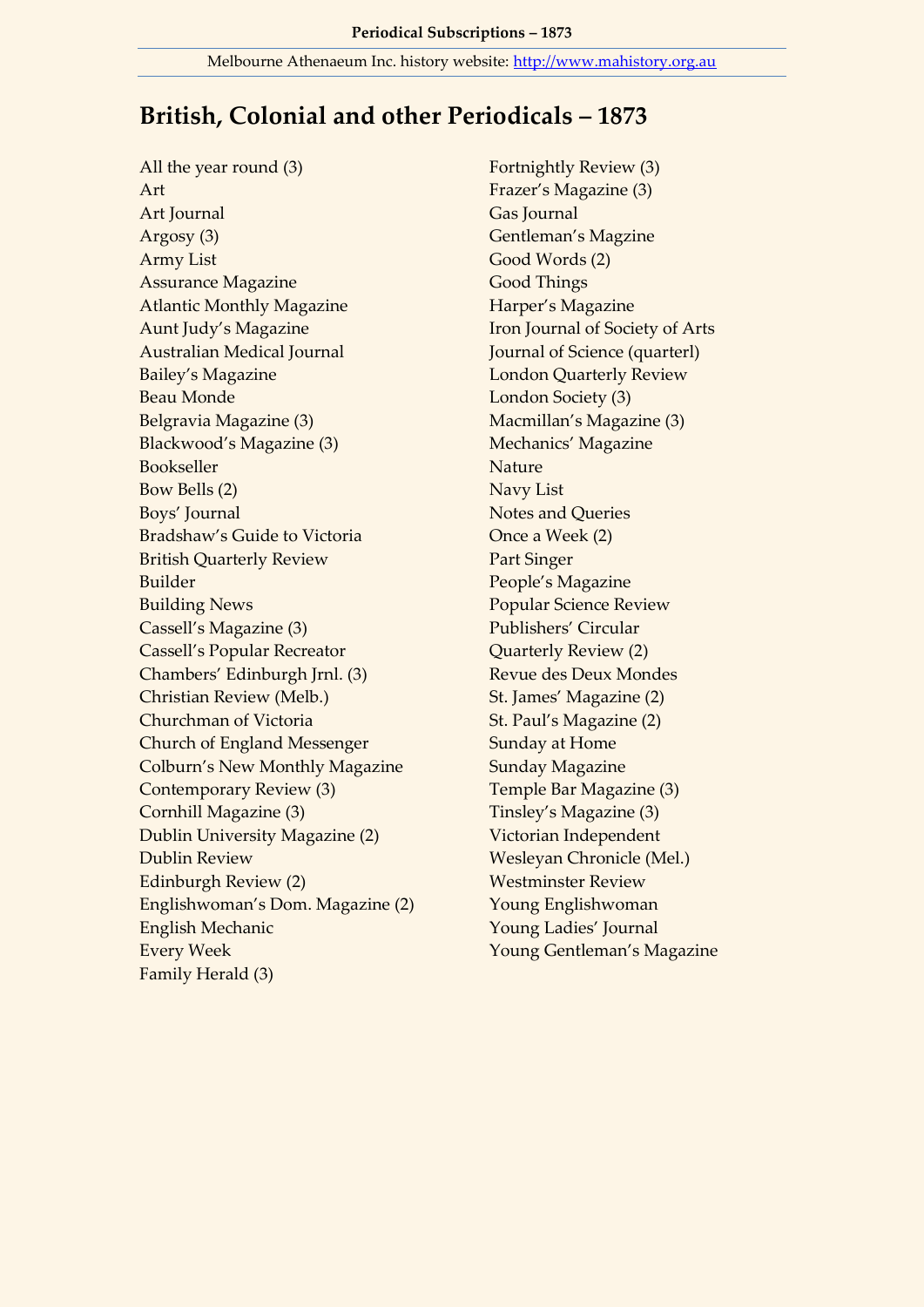# British, Colonial and other Periodicals – 1873

All the year round (3)
Art
Art Journal
Argosy (3)
Army List
Assurance Magazine
Atlantic Monthly Magazine
Aunt Judy's Magazine
Australian Medical Journal
Bailey's Magazine
Beau Monde
Belgravia Magazine (3)
Blackwood's Magazine (3)
Bookseller
Bow Bells (2)
Boys' Journal
Bradshaw's Guide to Victoria
British Quarterly Review
Builder
Building News
Cassell's Magazine (3)
Cassell's Popular Recreator
Chambers' Edinburgh Jrnl. (3)
Christian Review (Melb.)
Churchman of Victoria
Church of England Messenger
Colburn's New Monthly Magazine
Contemporary Review (3)
Cornhill Magazine (3)
Dublin University Magazine (2)
Dublin Review
Edinburgh Review (2)
Englishwoman's Dom. Magazine (2)
English Mechanic
Every Week
Family Herald (3)
Fortnightly Review (3)
Frazer's Magazine (3)
Gas Journal
Gentleman's Magzine
Good Words (2)
Good Things
Harper's Magazine
Iron Journal of Society of Arts
Journal of Science (quarterl)
London Quarterly Review
London Society (3)
Macmillan's Magazine (3)
Mechanics' Magazine
Nature
Navy List
Notes and Queries
Once a Week (2)
Part Singer
People's Magazine
Popular Science Review
Publishers' Circular
Quarterly Review (2)
Revue des Deux Mondes
St. James' Magazine (2)
St. Paul's Magazine (2)
Sunday at Home
Sunday Magazine
Temple Bar Magazine (3)
Tinsley's Magazine (3)
Victorian Independent
Wesleyan Chronicle (Mel.)
Westminster Review
Young Englishwoman
Young Ladies' Journal
Young Gentleman's Magazine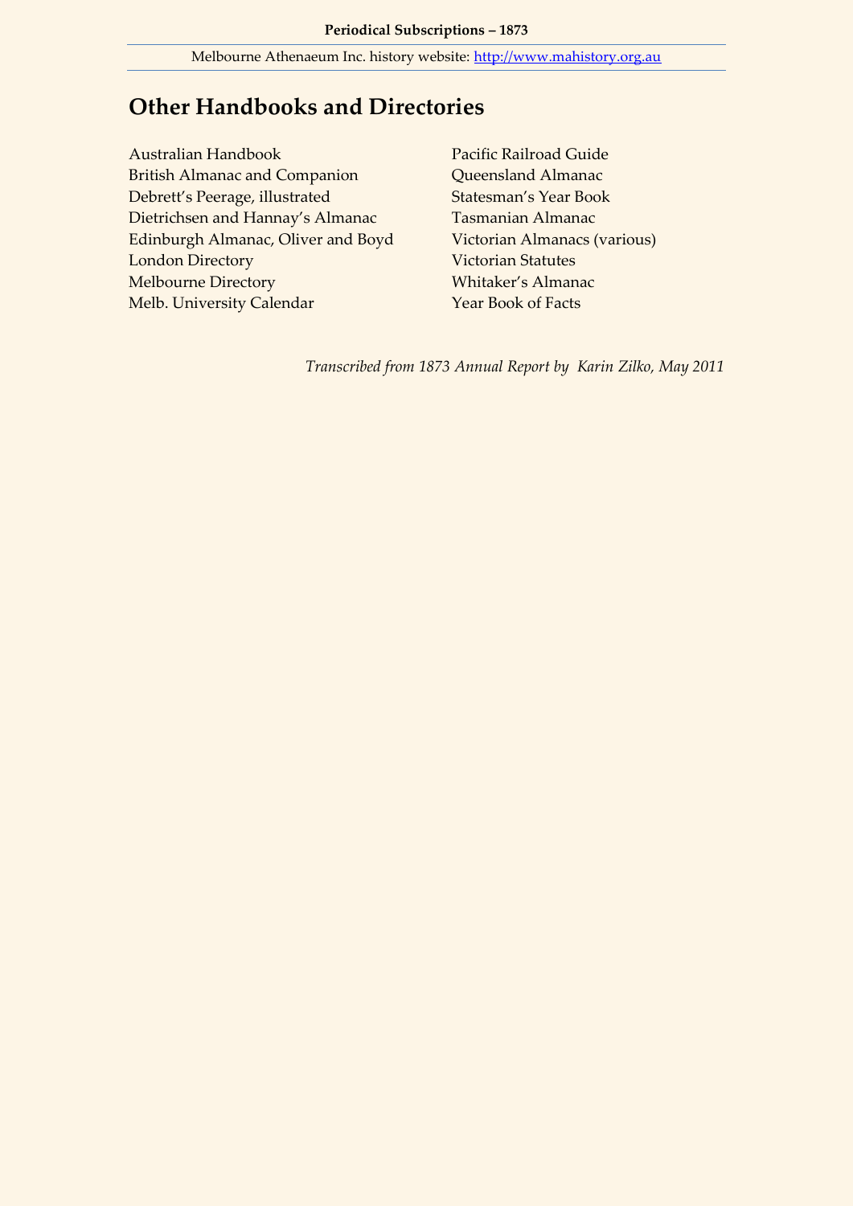## Other Handbooks and Directories

Australian Handbook
British Almanac and Companion
Debrett's Peerage, illustrated
Dietrichsen and Hannay's Almanac
Edinburgh Almanac, Oliver and Boyd
London Directory
Melbourne Directory
Melb. University Calendar
Pacific Railroad Guide
Queensland Almanac
Statesman's Year Book
Tasmanian Almanac
Victorian Almanacs (various)
Victorian Statutes
Whitaker's Almanac
Year Book of Facts

*Transcribed from 1873 Annual Report by Karin Zilko, May 2011*